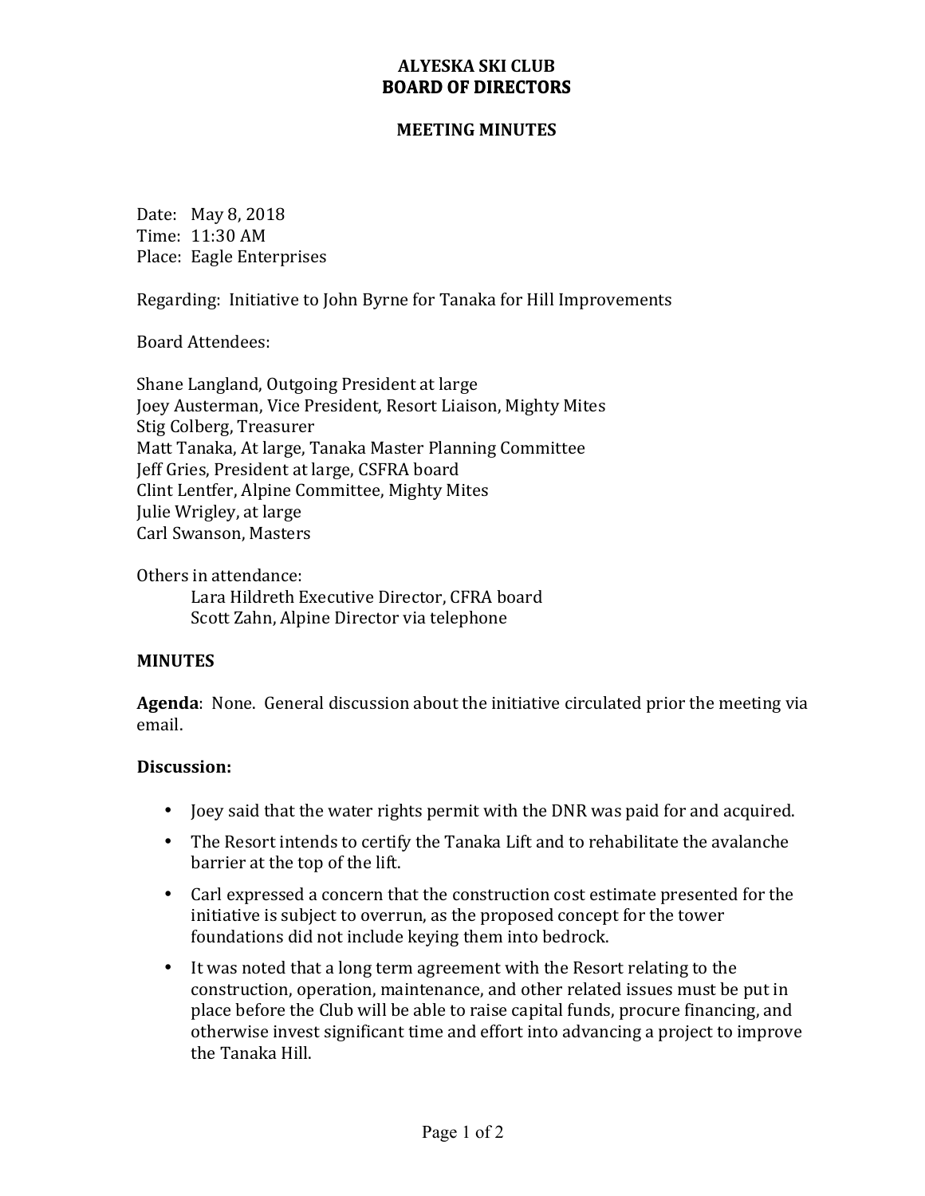# ALYESKA SKI CLUB
# BOARD OF DIRECTORS

## MEETING MINUTES

Date: May 8, 2018
Time: 11:30 AM
Place: Eagle Enterprises

Regarding: Initiative to John Byrne for Tanaka for Hill Improvements

Board Attendees:

Shane Langland, Outgoing President at large
Joey Austerman, Vice President, Resort Liaison, Mighty Mites
Stig Colberg, Treasurer
Matt Tanaka, At large, Tanaka Master Planning Committee
Jeff Gries, President at large, CSFRA board
Clint Lentfer, Alpine Committee, Mighty Mites
Julie Wrigley, at large
Carl Swanson, Masters

Others in attendance:
Lara Hildreth Executive Director, CFRA board
Scott Zahn, Alpine Director via telephone

**MINUTES**

**Agenda**: None. General discussion about the initiative circulated prior the meeting via email.

**Discussion:**

- Joey said that the water rights permit with the DNR was paid for and acquired.
- The Resort intends to certify the Tanaka Lift and to rehabilitate the avalanche barrier at the top of the lift.
- Carl expressed a concern that the construction cost estimate presented for the initiative is subject to overrun, as the proposed concept for the tower foundations did not include keying them into bedrock.
- It was noted that a long term agreement with the Resort relating to the construction, operation, maintenance, and other related issues must be put in place before the Club will be able to raise capital funds, procure financing, and otherwise invest significant time and effort into advancing a project to improve the Tanaka Hill.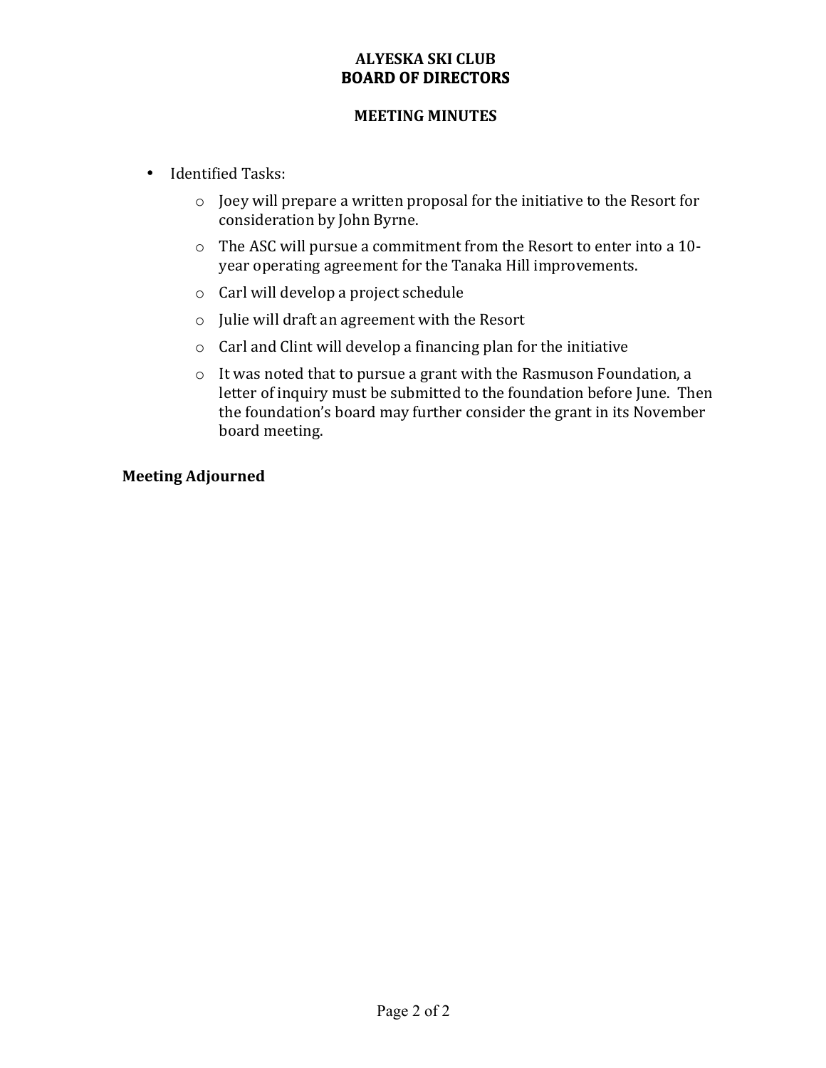**ALYESKA SKI CLUB**
**BOARD OF DIRECTORS**

**MEETING MINUTES**

- Identified Tasks:
  - Joey will prepare a written proposal for the initiative to the Resort for consideration by John Byrne.
  - The ASC will pursue a commitment from the Resort to enter into a 10-year operating agreement for the Tanaka Hill improvements.
  - Carl will develop a project schedule
  - Julie will draft an agreement with the Resort
  - Carl and Clint will develop a financing plan for the initiative
  - It was noted that to pursue a grant with the Rasmuson Foundation, a letter of inquiry must be submitted to the foundation before June. Then the foundation's board may further consider the grant in its November board meeting.

**Meeting Adjourned**